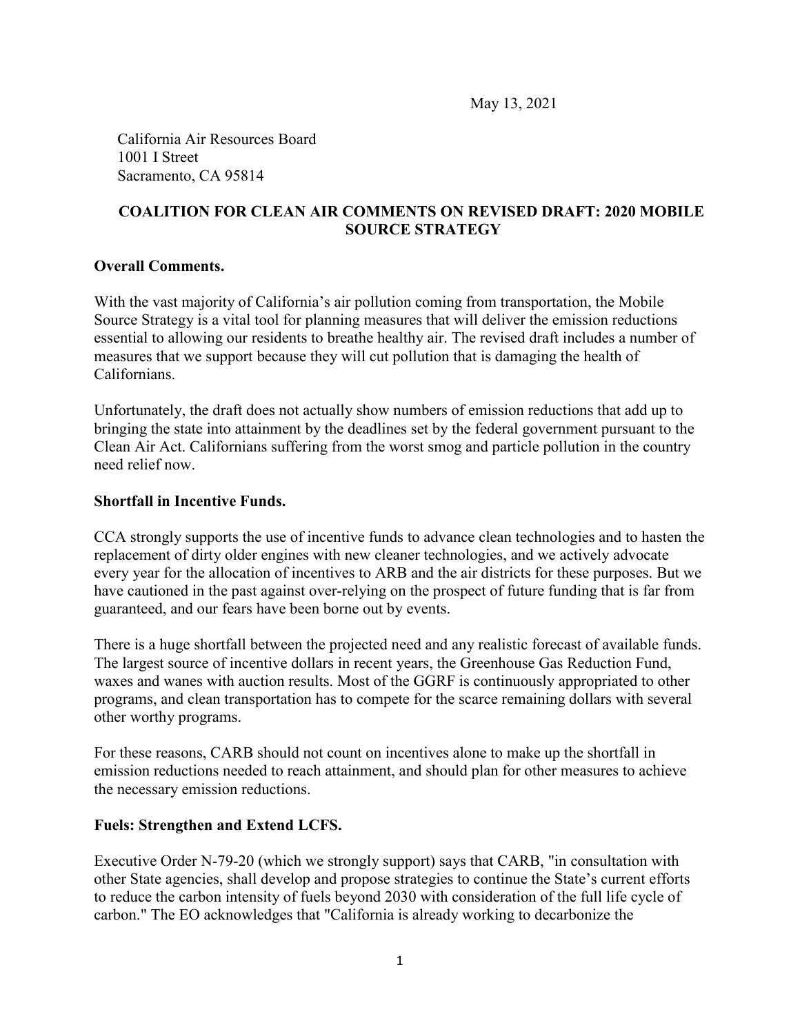May 13, 2021

California Air Resources Board
1001 I Street
Sacramento, CA 95814

**COALITION FOR CLEAN AIR COMMENTS ON REVISED DRAFT: 2020 MOBILE SOURCE STRATEGY**

**Overall Comments.**

With the vast majority of California's air pollution coming from transportation, the Mobile Source Strategy is a vital tool for planning measures that will deliver the emission reductions essential to allowing our residents to breathe healthy air. The revised draft includes a number of measures that we support because they will cut pollution that is damaging the health of Californians.

Unfortunately, the draft does not actually show numbers of emission reductions that add up to bringing the state into attainment by the deadlines set by the federal government pursuant to the Clean Air Act. Californians suffering from the worst smog and particle pollution in the country need relief now.

**Shortfall in Incentive Funds.**

CCA strongly supports the use of incentive funds to advance clean technologies and to hasten the replacement of dirty older engines with new cleaner technologies, and we actively advocate every year for the allocation of incentives to ARB and the air districts for these purposes. But we have cautioned in the past against over-relying on the prospect of future funding that is far from guaranteed, and our fears have been borne out by events.

There is a huge shortfall between the projected need and any realistic forecast of available funds. The largest source of incentive dollars in recent years, the Greenhouse Gas Reduction Fund, waxes and wanes with auction results. Most of the GGRF is continuously appropriated to other programs, and clean transportation has to compete for the scarce remaining dollars with several other worthy programs.

For these reasons, CARB should not count on incentives alone to make up the shortfall in emission reductions needed to reach attainment, and should plan for other measures to achieve the necessary emission reductions.

**Fuels: Strengthen and Extend LCFS.**

Executive Order N-79-20 (which we strongly support) says that CARB, "in consultation with other State agencies, shall develop and propose strategies to continue the State's current efforts to reduce the carbon intensity of fuels beyond 2030 with consideration of the full life cycle of carbon." The EO acknowledges that "California is already working to decarbonize the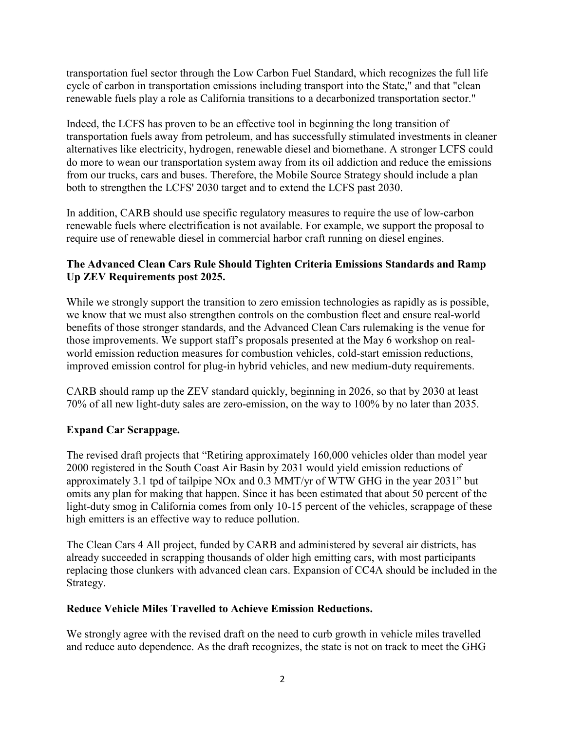transportation fuel sector through the Low Carbon Fuel Standard, which recognizes the full life cycle of carbon in transportation emissions including transport into the State," and that "clean renewable fuels play a role as California transitions to a decarbonized transportation sector."

Indeed, the LCFS has proven to be an effective tool in beginning the long transition of transportation fuels away from petroleum, and has successfully stimulated investments in cleaner alternatives like electricity, hydrogen, renewable diesel and biomethane. A stronger LCFS could do more to wean our transportation system away from its oil addiction and reduce the emissions from our trucks, cars and buses. Therefore, the Mobile Source Strategy should include a plan both to strengthen the LCFS' 2030 target and to extend the LCFS past 2030.

In addition, CARB should use specific regulatory measures to require the use of low-carbon renewable fuels where electrification is not available. For example, we support the proposal to require use of renewable diesel in commercial harbor craft running on diesel engines.

**The Advanced Clean Cars Rule Should Tighten Criteria Emissions Standards and Ramp Up ZEV Requirements post 2025.**

While we strongly support the transition to zero emission technologies as rapidly as is possible, we know that we must also strengthen controls on the combustion fleet and ensure real-world benefits of those stronger standards, and the Advanced Clean Cars rulemaking is the venue for those improvements. We support staff's proposals presented at the May 6 workshop on real-world emission reduction measures for combustion vehicles, cold-start emission reductions, improved emission control for plug-in hybrid vehicles, and new medium-duty requirements.

CARB should ramp up the ZEV standard quickly, beginning in 2026, so that by 2030 at least 70% of all new light-duty sales are zero-emission, on the way to 100% by no later than 2035.

**Expand Car Scrappage.**

The revised draft projects that "Retiring approximately 160,000 vehicles older than model year 2000 registered in the South Coast Air Basin by 2031 would yield emission reductions of approximately 3.1 tpd of tailpipe NOx and 0.3 MMT/yr of WTW GHG in the year 2031" but omits any plan for making that happen. Since it has been estimated that about 50 percent of the light-duty smog in California comes from only 10-15 percent of the vehicles, scrappage of these high emitters is an effective way to reduce pollution.

The Clean Cars 4 All project, funded by CARB and administered by several air districts, has already succeeded in scrapping thousands of older high emitting cars, with most participants replacing those clunkers with advanced clean cars. Expansion of CC4A should be included in the Strategy.

**Reduce Vehicle Miles Travelled to Achieve Emission Reductions.**

We strongly agree with the revised draft on the need to curb growth in vehicle miles travelled and reduce auto dependence. As the draft recognizes, the state is not on track to meet the GHG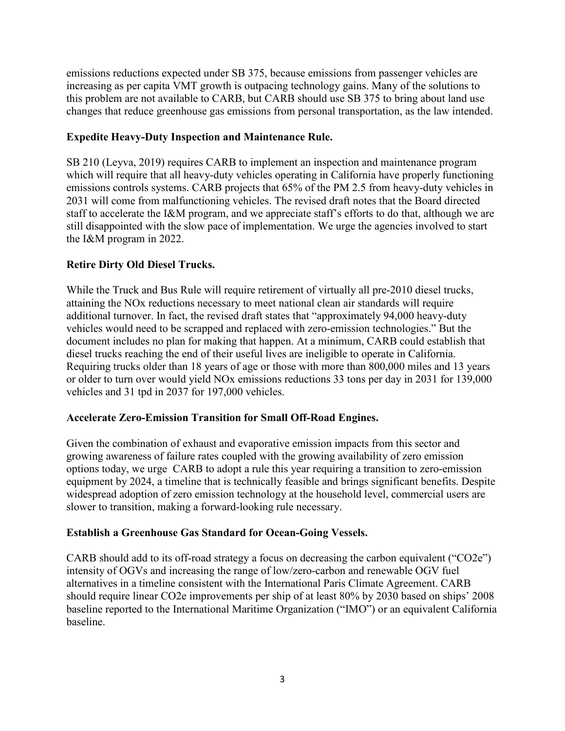emissions reductions expected under SB 375, because emissions from passenger vehicles are increasing as per capita VMT growth is outpacing technology gains. Many of the solutions to this problem are not available to CARB, but CARB should use SB 375 to bring about land use changes that reduce greenhouse gas emissions from personal transportation, as the law intended.

**Expedite Heavy-Duty Inspection and Maintenance Rule.**

SB 210 (Leyva, 2019) requires CARB to implement an inspection and maintenance program which will require that all heavy-duty vehicles operating in California have properly functioning emissions controls systems. CARB projects that 65% of the PM 2.5 from heavy-duty vehicles in 2031 will come from malfunctioning vehicles. The revised draft notes that the Board directed staff to accelerate the I&M program, and we appreciate staff's efforts to do that, although we are still disappointed with the slow pace of implementation. We urge the agencies involved to start the I&M program in 2022.

**Retire Dirty Old Diesel Trucks.**

While the Truck and Bus Rule will require retirement of virtually all pre-2010 diesel trucks, attaining the NOx reductions necessary to meet national clean air standards will require additional turnover. In fact, the revised draft states that "approximately 94,000 heavy-duty vehicles would need to be scrapped and replaced with zero-emission technologies." But the document includes no plan for making that happen. At a minimum, CARB could establish that diesel trucks reaching the end of their useful lives are ineligible to operate in California. Requiring trucks older than 18 years of age or those with more than 800,000 miles and 13 years or older to turn over would yield NOx emissions reductions 33 tons per day in 2031 for 139,000 vehicles and 31 tpd in 2037 for 197,000 vehicles.

**Accelerate Zero-Emission Transition for Small Off-Road Engines.**

Given the combination of exhaust and evaporative emission impacts from this sector and growing awareness of failure rates coupled with the growing availability of zero emission options today, we urge CARB to adopt a rule this year requiring a transition to zero-emission equipment by 2024, a timeline that is technically feasible and brings significant benefits. Despite widespread adoption of zero emission technology at the household level, commercial users are slower to transition, making a forward-looking rule necessary.

**Establish a Greenhouse Gas Standard for Ocean-Going Vessels.**

CARB should add to its off-road strategy a focus on decreasing the carbon equivalent ("CO2e") intensity of OGVs and increasing the range of low/zero-carbon and renewable OGV fuel alternatives in a timeline consistent with the International Paris Climate Agreement. CARB should require linear CO2e improvements per ship of at least 80% by 2030 based on ships' 2008 baseline reported to the International Maritime Organization ("IMO") or an equivalent California baseline.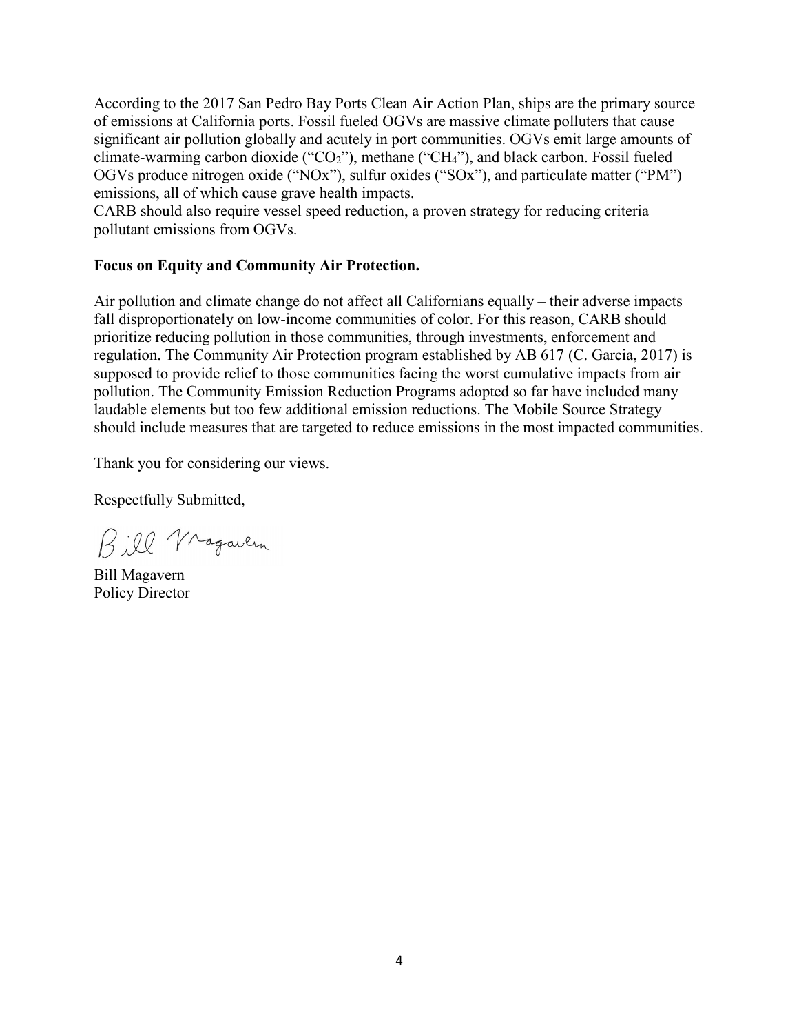According to the 2017 San Pedro Bay Ports Clean Air Action Plan, ships are the primary source of emissions at California ports. Fossil fueled OGVs are massive climate polluters that cause significant air pollution globally and acutely in port communities. OGVs emit large amounts of climate-warming carbon dioxide (“$CO_2$”), methane (“$CH_4$”), and black carbon. Fossil fueled OGVs produce nitrogen oxide (“NOx”), sulfur oxides (“SOx”), and particulate matter (“PM”) emissions, all of which cause grave health impacts.
CARB should also require vessel speed reduction, a proven strategy for reducing criteria pollutant emissions from OGVs.

**Focus on Equity and Community Air Protection.**

Air pollution and climate change do not affect all Californians equally – their adverse impacts fall disproportionately on low-income communities of color. For this reason, CARB should prioritize reducing pollution in those communities, through investments, enforcement and regulation. The Community Air Protection program established by AB 617 (C. Garcia, 2017) is supposed to provide relief to those communities facing the worst cumulative impacts from air pollution. The Community Emission Reduction Programs adopted so far have included many laudable elements but too few additional emission reductions. The Mobile Source Strategy should include measures that are targeted to reduce emissions in the most impacted communities.

Thank you for considering our views.

Respectfully Submitted,

Bill Magavern

Bill Magavern
Policy Director